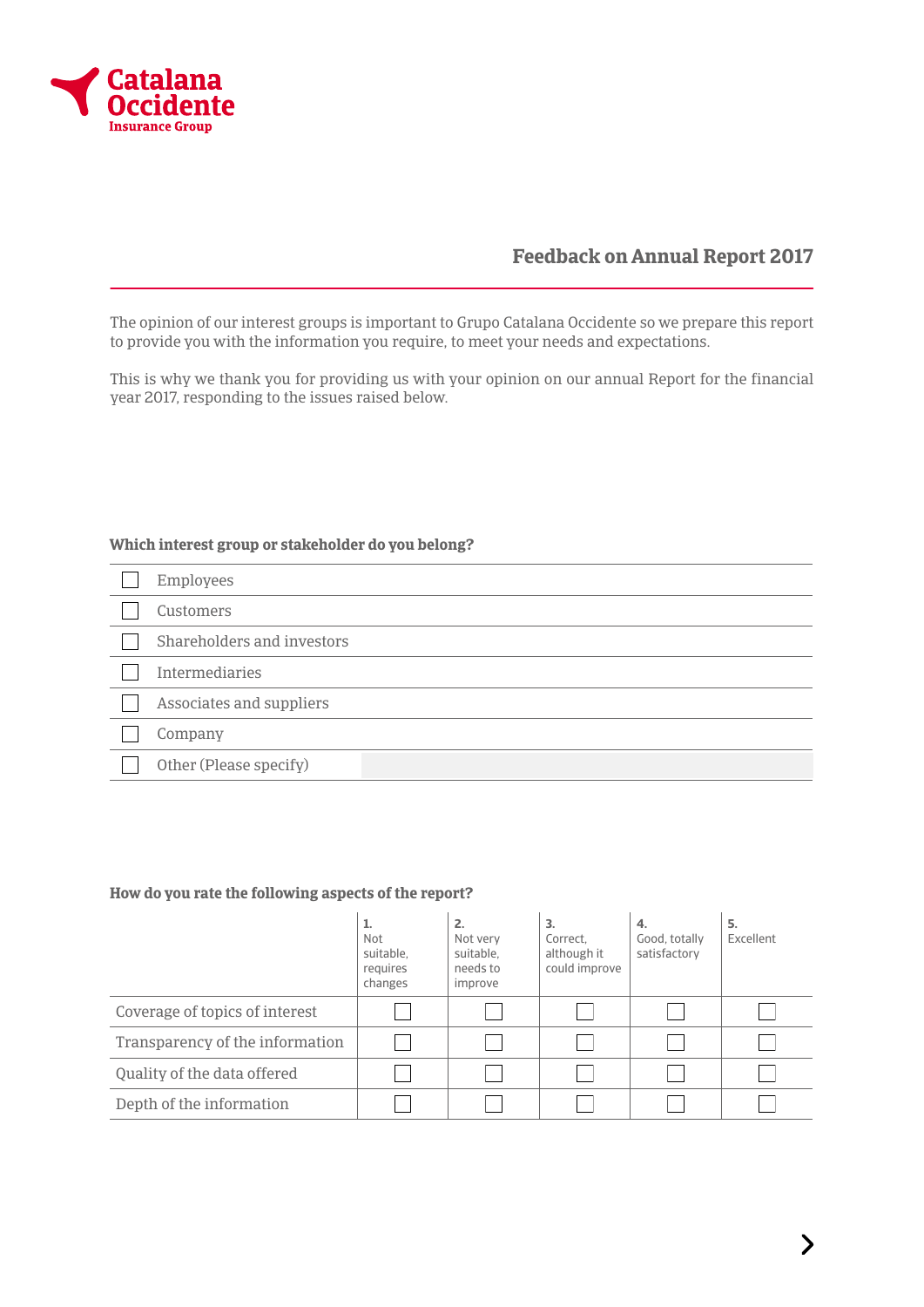Catalana Occidente
Insurance Group

# Feedback on Annual Report 2017

The opinion of our interest groups is important to Grupo Catalana Occidente so we prepare this report to provide you with the information you require, to meet your needs and expectations.

This is why we thank you for providing us with your opinion on our annual Report for the financial year 2017, responding to the issues raised below.

**Which interest group or stakeholder do you belong?**

- ☐ Employees
- ☐ Customers
- ☐ Shareholders and investors
- ☐ Intermediaries
- ☐ Associates and suppliers
- ☐ Company
- ☐ Other (Please specify)

**How do you rate the following aspects of the report?**

| | 1. Not suitable, requires changes | 2. Not very suitable, needs to improve | 3. Correct, although it could improve | 4. Good, totally satisfactory | 5. Excellent |
|---|---|---|---|---|---|
| Coverage of topics of interest | ☐ | ☐ | ☐ | ☐ | ☐ |
| Transparency of the information | ☐ | ☐ | ☐ | ☐ | ☐ |
| Quality of the data offered | ☐ | ☐ | ☐ | ☐ | ☐ |
| Depth of the information | ☐ | ☐ | ☐ | ☐ | ☐ |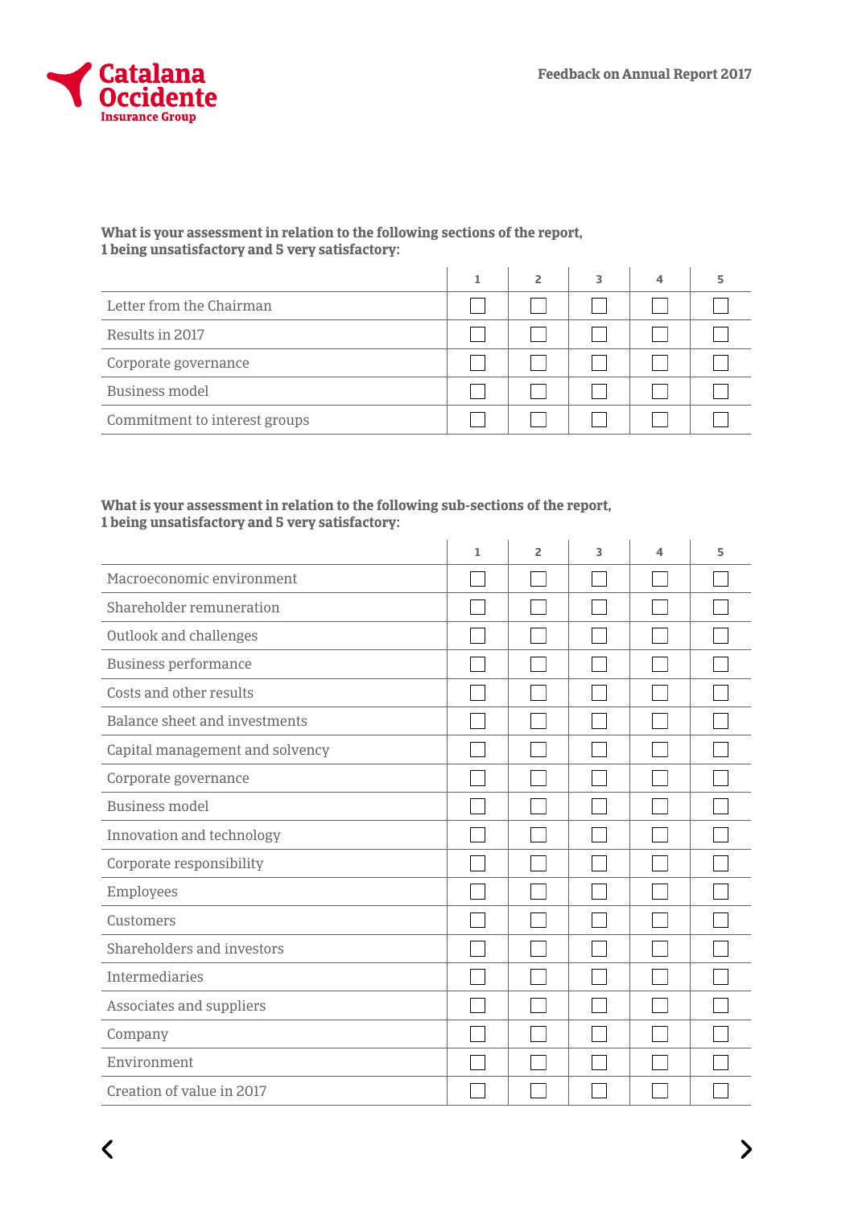What is your assessment in relation to the following sections of the report,
1 being unsatisfactory and 5 very satisfactory:

| | 1 | 2 | 3 | 4 | 5 |
|---|---|---|---|---|---|
| Letter from the Chairman | ☐ | ☐ | ☐ | ☐ | ☐ |
| Results in 2017 | ☐ | ☐ | ☐ | ☐ | ☐ |
| Corporate governance | ☐ | ☐ | ☐ | ☐ | ☐ |
| Business model | ☐ | ☐ | ☐ | ☐ | ☐ |
| Commitment to interest groups | ☐ | ☐ | ☐ | ☐ | ☐ |

What is your assessment in relation to the following sub-sections of the report,
1 being unsatisfactory and 5 very satisfactory:

| | 1 | 2 | 3 | 4 | 5 |
|---|---|---|---|---|---|
| Macroeconomic environment | ☐ | ☐ | ☐ | ☐ | ☐ |
| Shareholder remuneration | ☐ | ☐ | ☐ | ☐ | ☐ |
| Outlook and challenges | ☐ | ☐ | ☐ | ☐ | ☐ |
| Business performance | ☐ | ☐ | ☐ | ☐ | ☐ |
| Costs and other results | ☐ | ☐ | ☐ | ☐ | ☐ |
| Balance sheet and investments | ☐ | ☐ | ☐ | ☐ | ☐ |
| Capital management and solvency | ☐ | ☐ | ☐ | ☐ | ☐ |
| Corporate governance | ☐ | ☐ | ☐ | ☐ | ☐ |
| Business model | ☐ | ☐ | ☐ | ☐ | ☐ |
| Innovation and technology | ☐ | ☐ | ☐ | ☐ | ☐ |
| Corporate responsibility | ☐ | ☐ | ☐ | ☐ | ☐ |
| Employees | ☐ | ☐ | ☐ | ☐ | ☐ |
| Customers | ☐ | ☐ | ☐ | ☐ | ☐ |
| Shareholders and investors | ☐ | ☐ | ☐ | ☐ | ☐ |
| Intermediaries | ☐ | ☐ | ☐ | ☐ | ☐ |
| Associates and suppliers | ☐ | ☐ | ☐ | ☐ | ☐ |
| Company | ☐ | ☐ | ☐ | ☐ | ☐ |
| Environment | ☐ | ☐ | ☐ | ☐ | ☐ |
| Creation of value in 2017 | ☐ | ☐ | ☐ | ☐ | ☐ |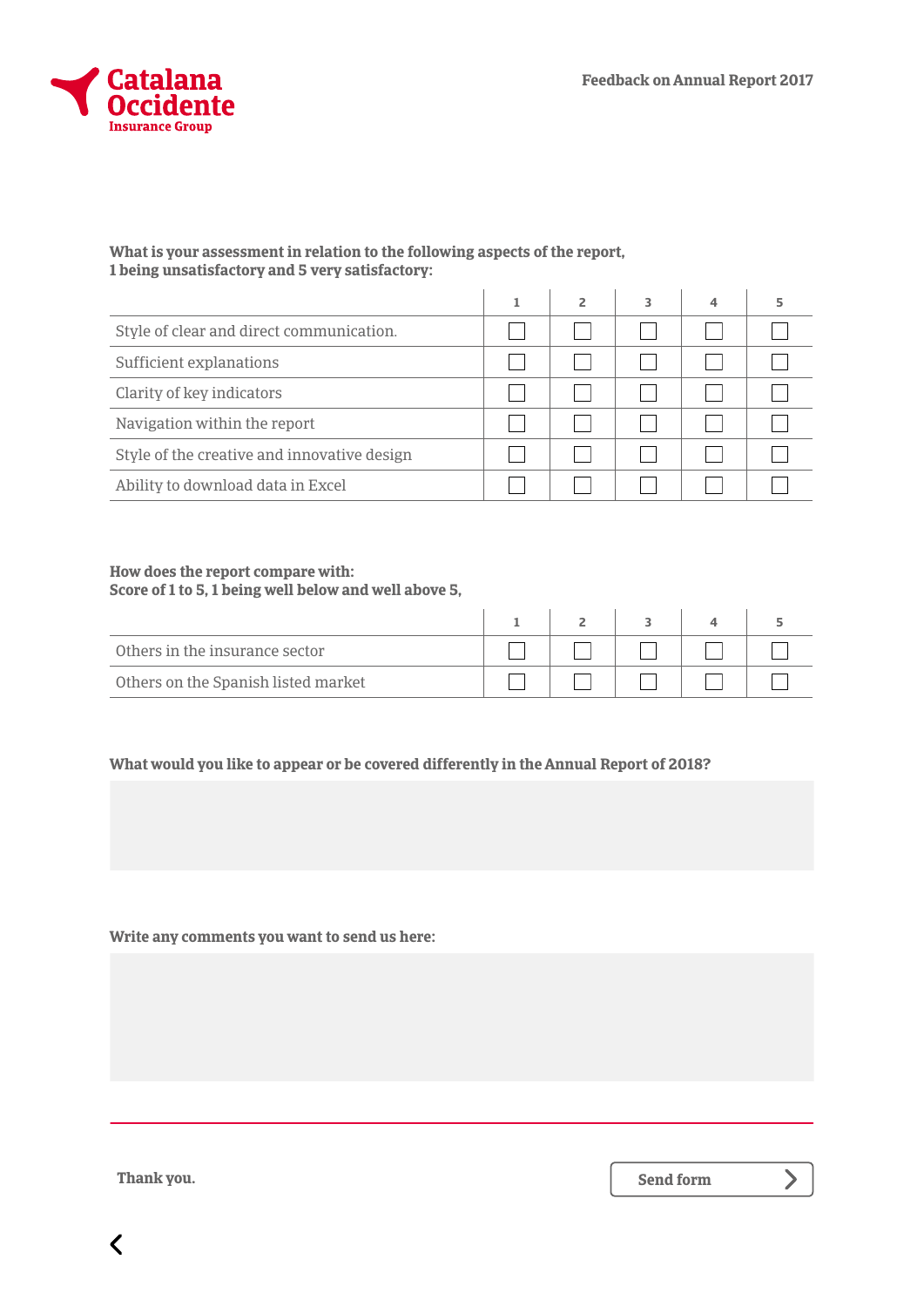Catalana Occidente
Insurance Group

Feedback on Annual Report 2017

**What is your assessment in relation to the following aspects of the report, 1 being unsatisfactory and 5 very satisfactory:**

| | 1 | 2 | 3 | 4 | 5 |
|---|---|---|---|---|---|
| Style of clear and direct communication. | ☐ | ☐ | ☐ | ☐ | ☐ |
| Sufficient explanations | ☐ | ☐ | ☐ | ☐ | ☐ |
| Clarity of key indicators | ☐ | ☐ | ☐ | ☐ | ☐ |
| Navigation within the report | ☐ | ☐ | ☐ | ☐ | ☐ |
| Style of the creative and innovative design | ☐ | ☐ | ☐ | ☐ | ☐ |
| Ability to download data in Excel | ☐ | ☐ | ☐ | ☐ | ☐ |

**How does the report compare with:**
**Score of 1 to 5, 1 being well below and well above 5,**

| | 1 | 2 | 3 | 4 | 5 |
|---|---|---|---|---|---|
| Others in the insurance sector | ☐ | ☐ | ☐ | ☐ | ☐ |
| Others on the Spanish listed market | ☐ | ☐ | ☐ | ☐ | ☐ |

**What would you like to appear or be covered differently in the Annual Report of 2018?**

**Write any comments you want to send us here:**

**Thank you.**

Send form